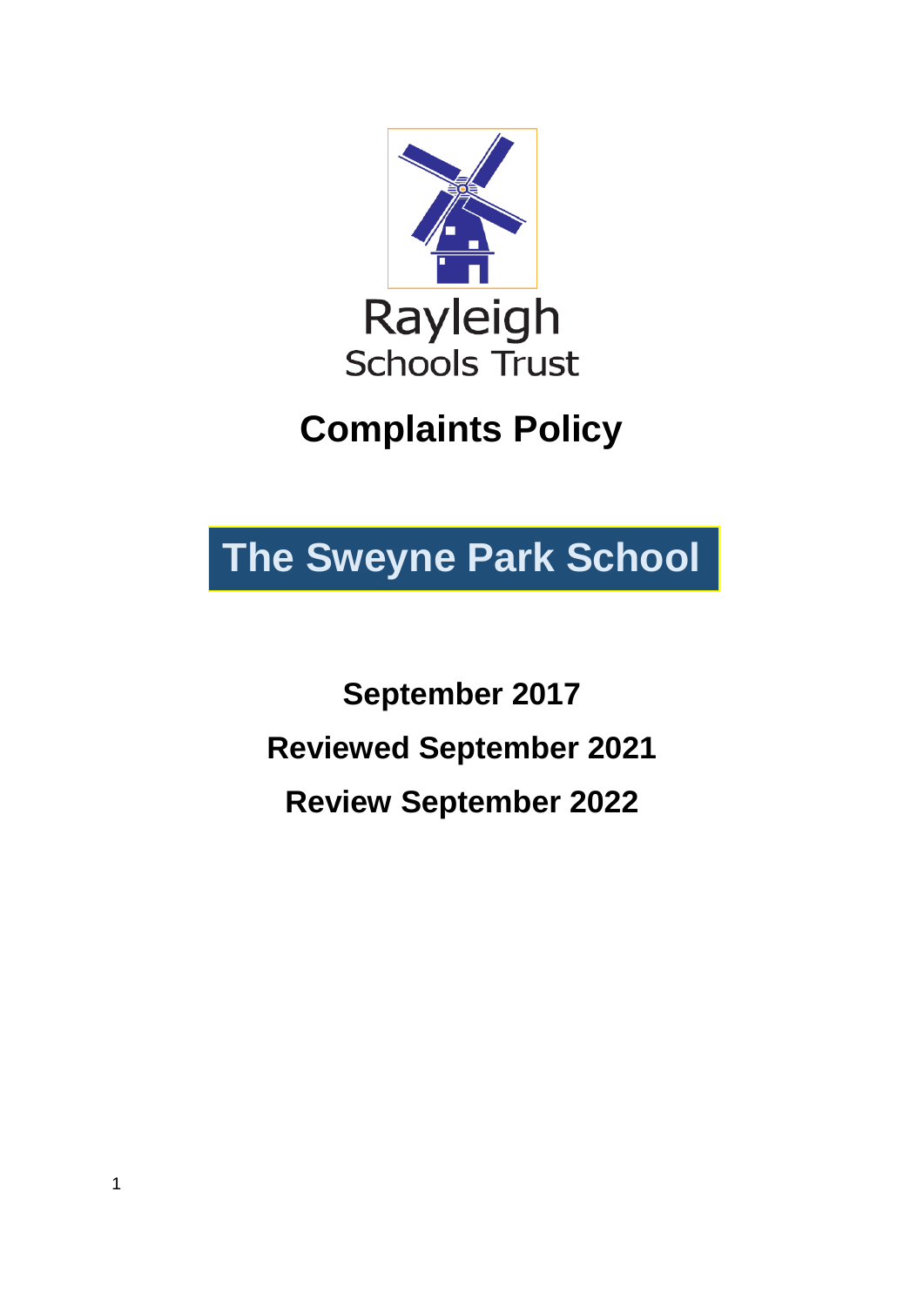Rayleigh
Schools Trust

# Complaints Policy

## The Sweyne Park School

**September 2017**

**Reviewed September 2021**

**Review September 2022**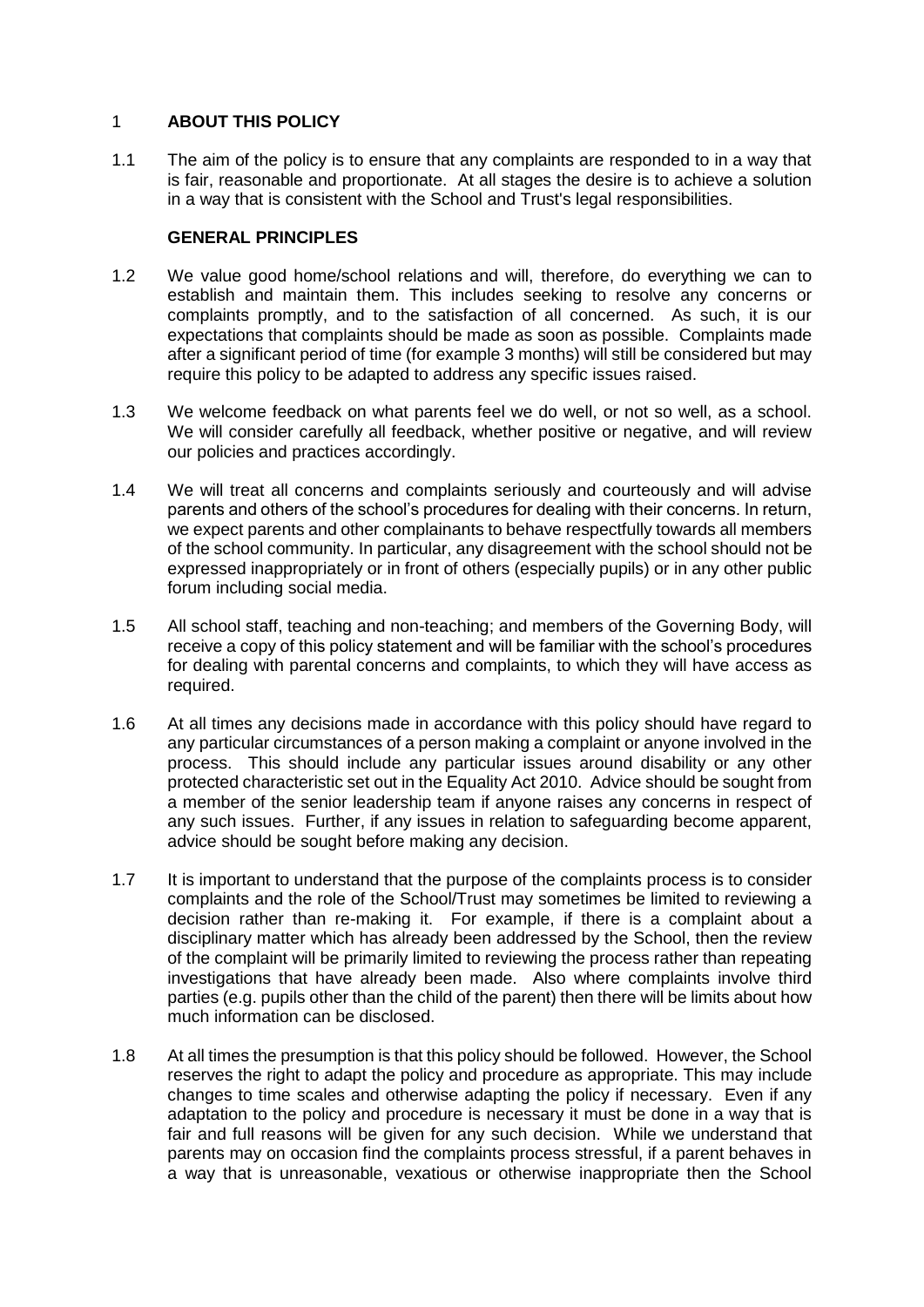## 1 ABOUT THIS POLICY

1.1 The aim of the policy is to ensure that any complaints are responded to in a way that is fair, reasonable and proportionate. At all stages the desire is to achieve a solution in a way that is consistent with the School and Trust's legal responsibilities.

### GENERAL PRINCIPLES

1.2 We value good home/school relations and will, therefore, do everything we can to establish and maintain them. This includes seeking to resolve any concerns or complaints promptly, and to the satisfaction of all concerned. As such, it is our expectations that complaints should be made as soon as possible. Complaints made after a significant period of time (for example 3 months) will still be considered but may require this policy to be adapted to address any specific issues raised.

1.3 We welcome feedback on what parents feel we do well, or not so well, as a school. We will consider carefully all feedback, whether positive or negative, and will review our policies and practices accordingly.

1.4 We will treat all concerns and complaints seriously and courteously and will advise parents and others of the school's procedures for dealing with their concerns. In return, we expect parents and other complainants to behave respectfully towards all members of the school community. In particular, any disagreement with the school should not be expressed inappropriately or in front of others (especially pupils) or in any other public forum including social media.

1.5 All school staff, teaching and non-teaching; and members of the Governing Body, will receive a copy of this policy statement and will be familiar with the school's procedures for dealing with parental concerns and complaints, to which they will have access as required.

1.6 At all times any decisions made in accordance with this policy should have regard to any particular circumstances of a person making a complaint or anyone involved in the process. This should include any particular issues around disability or any other protected characteristic set out in the Equality Act 2010. Advice should be sought from a member of the senior leadership team if anyone raises any concerns in respect of any such issues. Further, if any issues in relation to safeguarding become apparent, advice should be sought before making any decision.

1.7 It is important to understand that the purpose of the complaints process is to consider complaints and the role of the School/Trust may sometimes be limited to reviewing a decision rather than re-making it. For example, if there is a complaint about a disciplinary matter which has already been addressed by the School, then the review of the complaint will be primarily limited to reviewing the process rather than repeating investigations that have already been made. Also where complaints involve third parties (e.g. pupils other than the child of the parent) then there will be limits about how much information can be disclosed.

1.8 At all times the presumption is that this policy should be followed. However, the School reserves the right to adapt the policy and procedure as appropriate. This may include changes to time scales and otherwise adapting the policy if necessary. Even if any adaptation to the policy and procedure is necessary it must be done in a way that is fair and full reasons will be given for any such decision. While we understand that parents may on occasion find the complaints process stressful, if a parent behaves in a way that is unreasonable, vexatious or otherwise inappropriate then the School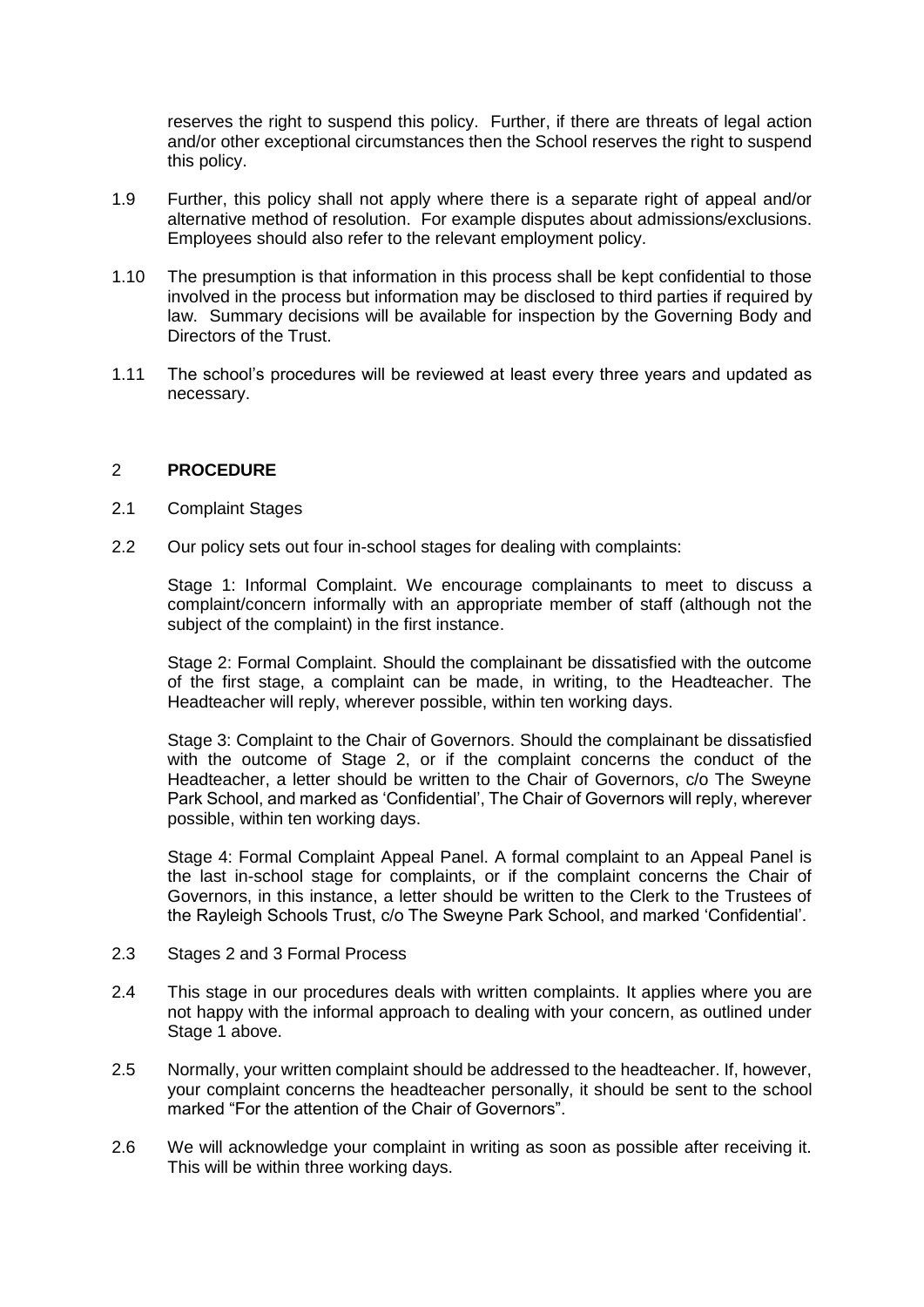reserves the right to suspend this policy. Further, if there are threats of legal action and/or other exceptional circumstances then the School reserves the right to suspend this policy.

1.9 Further, this policy shall not apply where there is a separate right of appeal and/or alternative method of resolution. For example disputes about admissions/exclusions. Employees should also refer to the relevant employment policy.

1.10 The presumption is that information in this process shall be kept confidential to those involved in the process but information may be disclosed to third parties if required by law. Summary decisions will be available for inspection by the Governing Body and Directors of the Trust.

1.11 The school's procedures will be reviewed at least every three years and updated as necessary.

## 2 PROCEDURE

2.1 Complaint Stages

2.2 Our policy sets out four in-school stages for dealing with complaints:

Stage 1: Informal Complaint. We encourage complainants to meet to discuss a complaint/concern informally with an appropriate member of staff (although not the subject of the complaint) in the first instance.

Stage 2: Formal Complaint. Should the complainant be dissatisfied with the outcome of the first stage, a complaint can be made, in writing, to the Headteacher. The Headteacher will reply, wherever possible, within ten working days.

Stage 3: Complaint to the Chair of Governors. Should the complainant be dissatisfied with the outcome of Stage 2, or if the complaint concerns the conduct of the Headteacher, a letter should be written to the Chair of Governors, c/o The Sweyne Park School, and marked as 'Confidential', The Chair of Governors will reply, wherever possible, within ten working days.

Stage 4: Formal Complaint Appeal Panel. A formal complaint to an Appeal Panel is the last in-school stage for complaints, or if the complaint concerns the Chair of Governors, in this instance, a letter should be written to the Clerk to the Trustees of the Rayleigh Schools Trust, c/o The Sweyne Park School, and marked 'Confidential'.

2.3 Stages 2 and 3 Formal Process

2.4 This stage in our procedures deals with written complaints. It applies where you are not happy with the informal approach to dealing with your concern, as outlined under Stage 1 above.

2.5 Normally, your written complaint should be addressed to the headteacher. If, however, your complaint concerns the headteacher personally, it should be sent to the school marked "For the attention of the Chair of Governors".

2.6 We will acknowledge your complaint in writing as soon as possible after receiving it. This will be within three working days.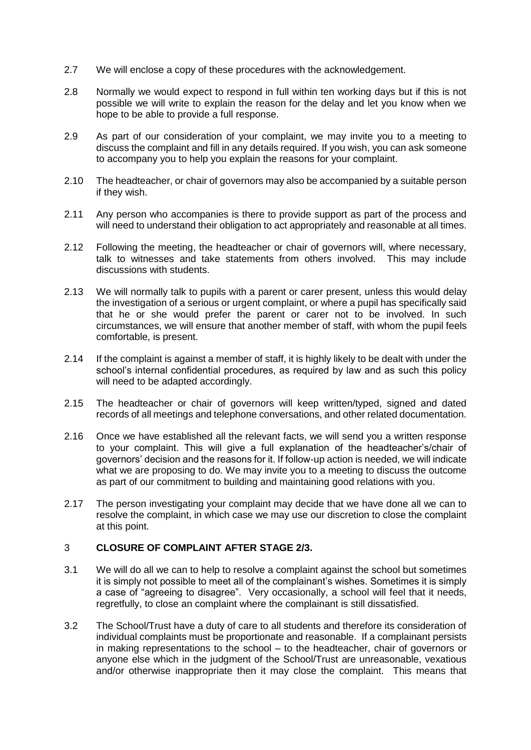2.7 We will enclose a copy of these procedures with the acknowledgement.

2.8 Normally we would expect to respond in full within ten working days but if this is not possible we will write to explain the reason for the delay and let you know when we hope to be able to provide a full response.

2.9 As part of our consideration of your complaint, we may invite you to a meeting to discuss the complaint and fill in any details required. If you wish, you can ask someone to accompany you to help you explain the reasons for your complaint.

2.10 The headteacher, or chair of governors may also be accompanied by a suitable person if they wish.

2.11 Any person who accompanies is there to provide support as part of the process and will need to understand their obligation to act appropriately and reasonable at all times.

2.12 Following the meeting, the headteacher or chair of governors will, where necessary, talk to witnesses and take statements from others involved. This may include discussions with students.

2.13 We will normally talk to pupils with a parent or carer present, unless this would delay the investigation of a serious or urgent complaint, or where a pupil has specifically said that he or she would prefer the parent or carer not to be involved. In such circumstances, we will ensure that another member of staff, with whom the pupil feels comfortable, is present.

2.14 If the complaint is against a member of staff, it is highly likely to be dealt with under the school's internal confidential procedures, as required by law and as such this policy will need to be adapted accordingly.

2.15 The headteacher or chair of governors will keep written/typed, signed and dated records of all meetings and telephone conversations, and other related documentation.

2.16 Once we have established all the relevant facts, we will send you a written response to your complaint. This will give a full explanation of the headteacher's/chair of governors' decision and the reasons for it. If follow-up action is needed, we will indicate what we are proposing to do. We may invite you to a meeting to discuss the outcome as part of our commitment to building and maintaining good relations with you.

2.17 The person investigating your complaint may decide that we have done all we can to resolve the complaint, in which case we may use our discretion to close the complaint at this point.

## 3 CLOSURE OF COMPLAINT AFTER STAGE 2/3.

3.1 We will do all we can to help to resolve a complaint against the school but sometimes it is simply not possible to meet all of the complainant's wishes. Sometimes it is simply a case of "agreeing to disagree". Very occasionally, a school will feel that it needs, regretfully, to close an complaint where the complainant is still dissatisfied.

3.2 The School/Trust have a duty of care to all students and therefore its consideration of individual complaints must be proportionate and reasonable. If a complainant persists in making representations to the school – to the headteacher, chair of governors or anyone else which in the judgment of the School/Trust are unreasonable, vexatious and/or otherwise inappropriate then it may close the complaint. This means that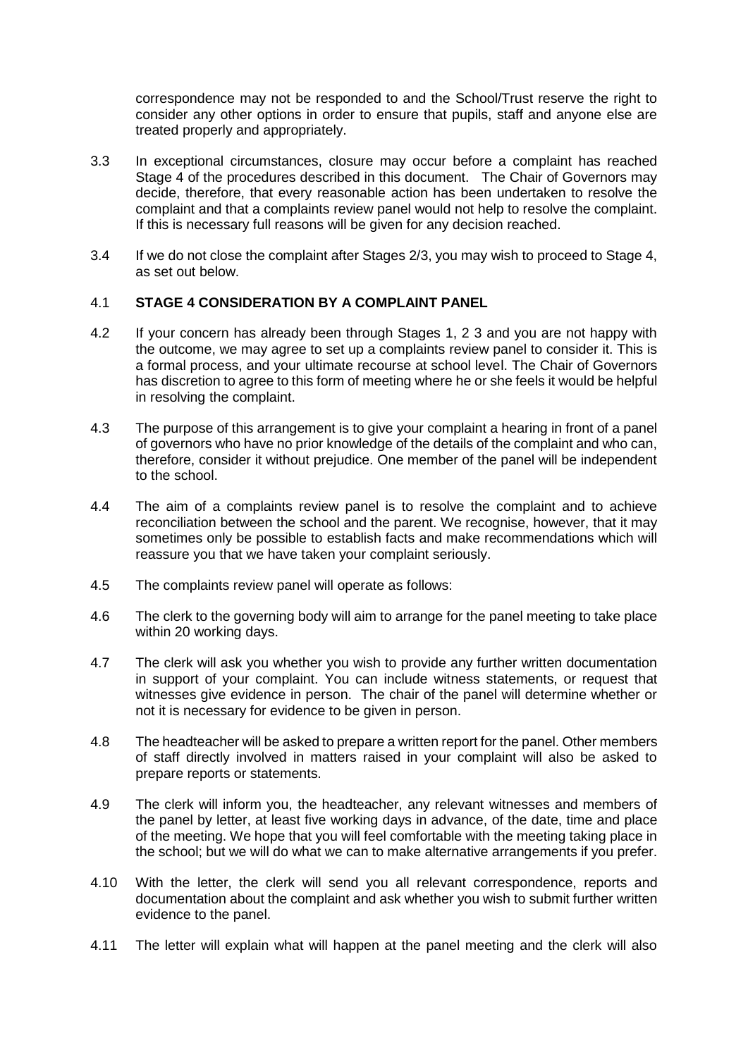correspondence may not be responded to and the School/Trust reserve the right to consider any other options in order to ensure that pupils, staff and anyone else are treated properly and appropriately.

3.3 In exceptional circumstances, closure may occur before a complaint has reached Stage 4 of the procedures described in this document. The Chair of Governors may decide, therefore, that every reasonable action has been undertaken to resolve the complaint and that a complaints review panel would not help to resolve the complaint. If this is necessary full reasons will be given for any decision reached.

3.4 If we do not close the complaint after Stages 2/3, you may wish to proceed to Stage 4, as set out below.

4.1 **STAGE 4 CONSIDERATION BY A COMPLAINT PANEL**

4.2 If your concern has already been through Stages 1, 2 3 and you are not happy with the outcome, we may agree to set up a complaints review panel to consider it. This is a formal process, and your ultimate recourse at school level. The Chair of Governors has discretion to agree to this form of meeting where he or she feels it would be helpful in resolving the complaint.

4.3 The purpose of this arrangement is to give your complaint a hearing in front of a panel of governors who have no prior knowledge of the details of the complaint and who can, therefore, consider it without prejudice. One member of the panel will be independent to the school.

4.4 The aim of a complaints review panel is to resolve the complaint and to achieve reconciliation between the school and the parent. We recognise, however, that it may sometimes only be possible to establish facts and make recommendations which will reassure you that we have taken your complaint seriously.

4.5 The complaints review panel will operate as follows:

4.6 The clerk to the governing body will aim to arrange for the panel meeting to take place within 20 working days.

4.7 The clerk will ask you whether you wish to provide any further written documentation in support of your complaint. You can include witness statements, or request that witnesses give evidence in person. The chair of the panel will determine whether or not it is necessary for evidence to be given in person.

4.8 The headteacher will be asked to prepare a written report for the panel. Other members of staff directly involved in matters raised in your complaint will also be asked to prepare reports or statements.

4.9 The clerk will inform you, the headteacher, any relevant witnesses and members of the panel by letter, at least five working days in advance, of the date, time and place of the meeting. We hope that you will feel comfortable with the meeting taking place in the school; but we will do what we can to make alternative arrangements if you prefer.

4.10 With the letter, the clerk will send you all relevant correspondence, reports and documentation about the complaint and ask whether you wish to submit further written evidence to the panel.

4.11 The letter will explain what will happen at the panel meeting and the clerk will also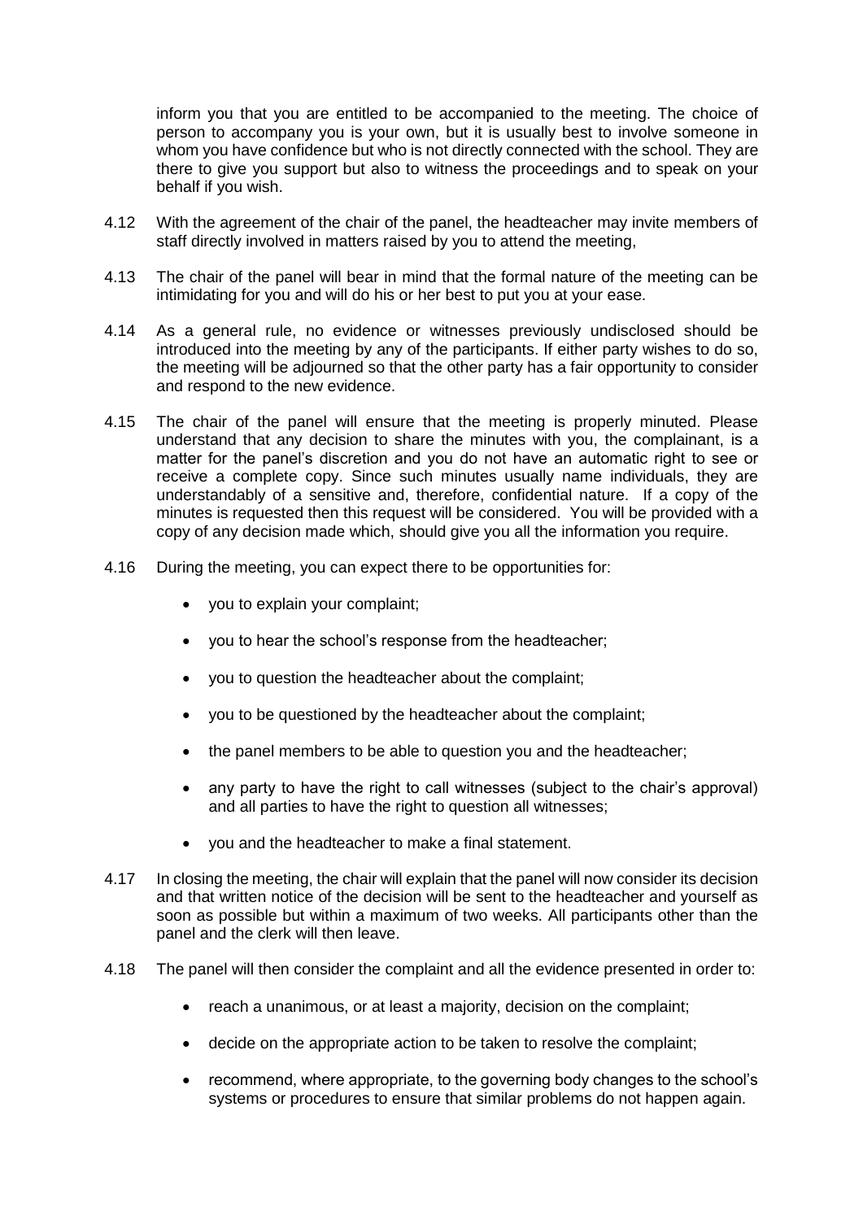inform you that you are entitled to be accompanied to the meeting. The choice of person to accompany you is your own, but it is usually best to involve someone in whom you have confidence but who is not directly connected with the school. They are there to give you support but also to witness the proceedings and to speak on your behalf if you wish.

4.12 With the agreement of the chair of the panel, the headteacher may invite members of staff directly involved in matters raised by you to attend the meeting,

4.13 The chair of the panel will bear in mind that the formal nature of the meeting can be intimidating for you and will do his or her best to put you at your ease.

4.14 As a general rule, no evidence or witnesses previously undisclosed should be introduced into the meeting by any of the participants. If either party wishes to do so, the meeting will be adjourned so that the other party has a fair opportunity to consider and respond to the new evidence.

4.15 The chair of the panel will ensure that the meeting is properly minuted. Please understand that any decision to share the minutes with you, the complainant, is a matter for the panel's discretion and you do not have an automatic right to see or receive a complete copy. Since such minutes usually name individuals, they are understandably of a sensitive and, therefore, confidential nature. If a copy of the minutes is requested then this request will be considered. You will be provided with a copy of any decision made which, should give you all the information you require.

4.16 During the meeting, you can expect there to be opportunities for:

- you to explain your complaint;
- you to hear the school's response from the headteacher;
- you to question the headteacher about the complaint;
- you to be questioned by the headteacher about the complaint;
- the panel members to be able to question you and the headteacher;
- any party to have the right to call witnesses (subject to the chair's approval) and all parties to have the right to question all witnesses;
- you and the headteacher to make a final statement.

4.17 In closing the meeting, the chair will explain that the panel will now consider its decision and that written notice of the decision will be sent to the headteacher and yourself as soon as possible but within a maximum of two weeks. All participants other than the panel and the clerk will then leave.

4.18 The panel will then consider the complaint and all the evidence presented in order to:

- reach a unanimous, or at least a majority, decision on the complaint;
- decide on the appropriate action to be taken to resolve the complaint;
- recommend, where appropriate, to the governing body changes to the school's systems or procedures to ensure that similar problems do not happen again.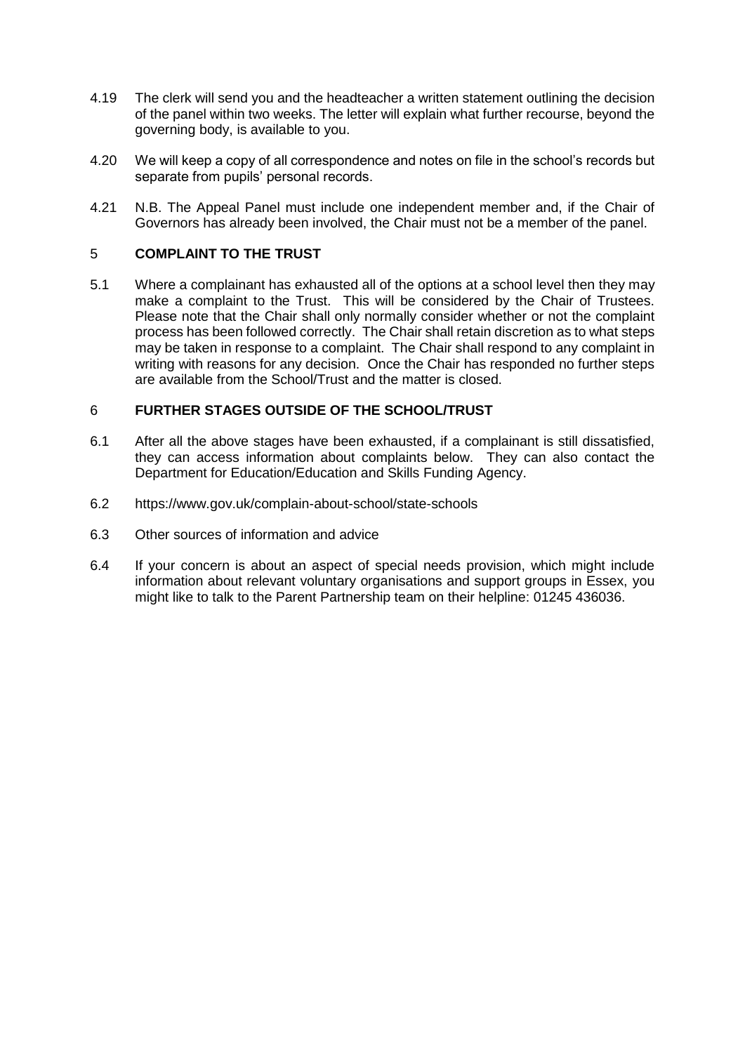4.19 The clerk will send you and the headteacher a written statement outlining the decision of the panel within two weeks. The letter will explain what further recourse, beyond the governing body, is available to you.

4.20 We will keep a copy of all correspondence and notes on file in the school's records but separate from pupils' personal records.

4.21 N.B. The Appeal Panel must include one independent member and, if the Chair of Governors has already been involved, the Chair must not be a member of the panel.

## 5 COMPLAINT TO THE TRUST

5.1 Where a complainant has exhausted all of the options at a school level then they may make a complaint to the Trust. This will be considered by the Chair of Trustees. Please note that the Chair shall only normally consider whether or not the complaint process has been followed correctly. The Chair shall retain discretion as to what steps may be taken in response to a complaint. The Chair shall respond to any complaint in writing with reasons for any decision. Once the Chair has responded no further steps are available from the School/Trust and the matter is closed.

## 6 FURTHER STAGES OUTSIDE OF THE SCHOOL/TRUST

6.1 After all the above stages have been exhausted, if a complainant is still dissatisfied, they can access information about complaints below. They can also contact the Department for Education/Education and Skills Funding Agency.

6.2 https://www.gov.uk/complain-about-school/state-schools

6.3 Other sources of information and advice

6.4 If your concern is about an aspect of special needs provision, which might include information about relevant voluntary organisations and support groups in Essex, you might like to talk to the Parent Partnership team on their helpline: 01245 436036.